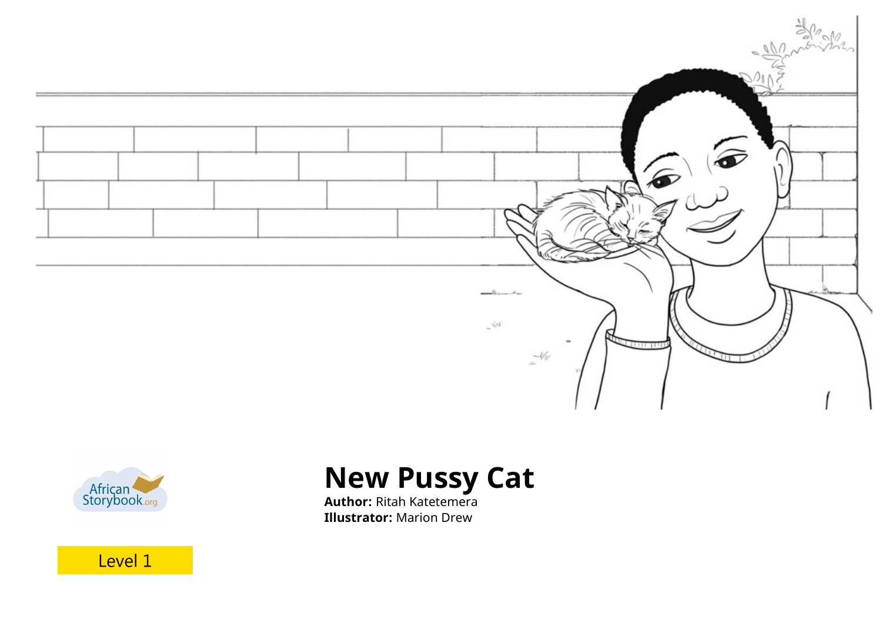# New Pussy Cat

**Author:** Ritah Katetemera
**Illustrator:** Marion Drew

Level 1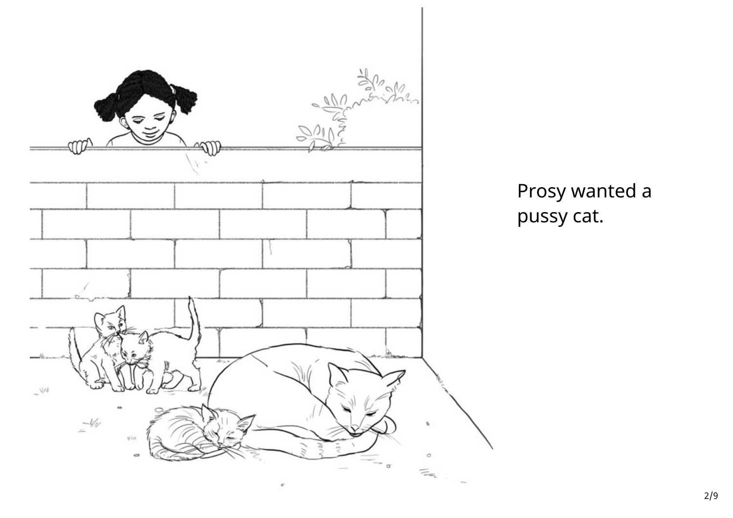Prosy wanted a pussy cat.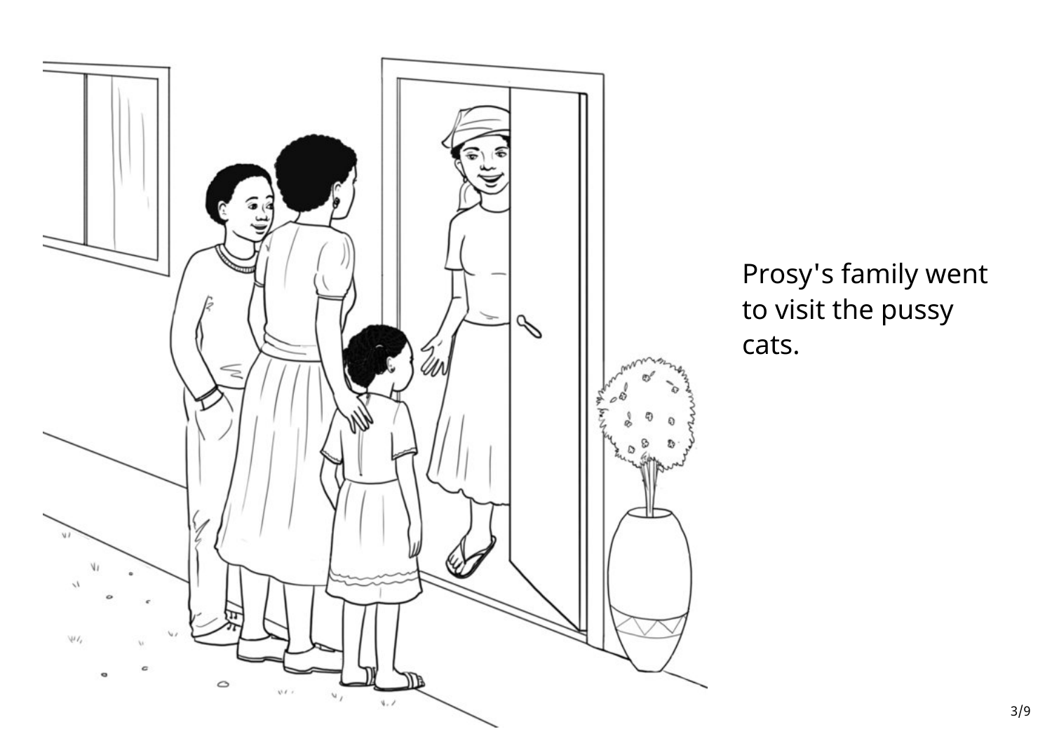Prosy's family went to visit the pussy cats.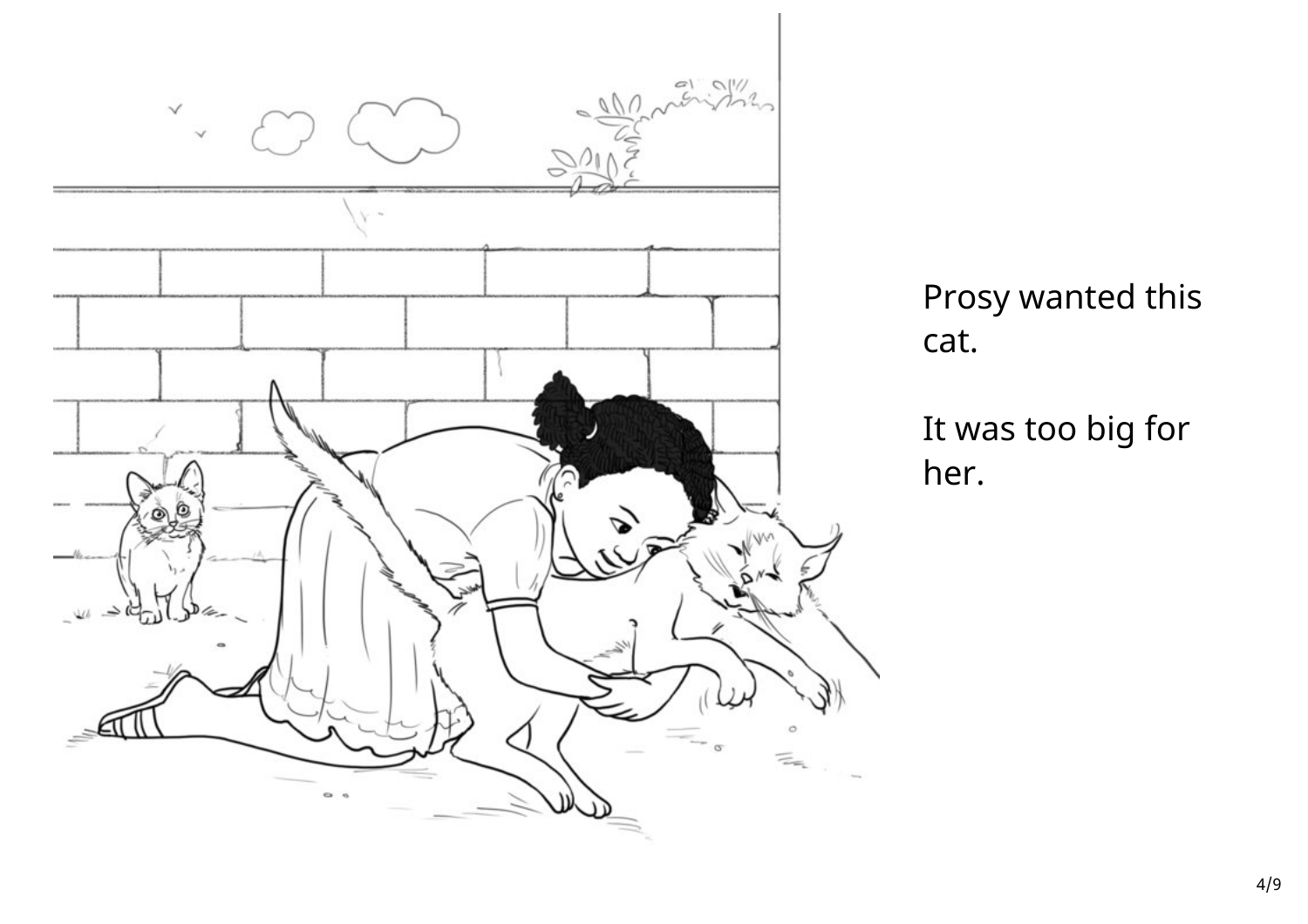Prosy wanted this cat.

It was too big for her.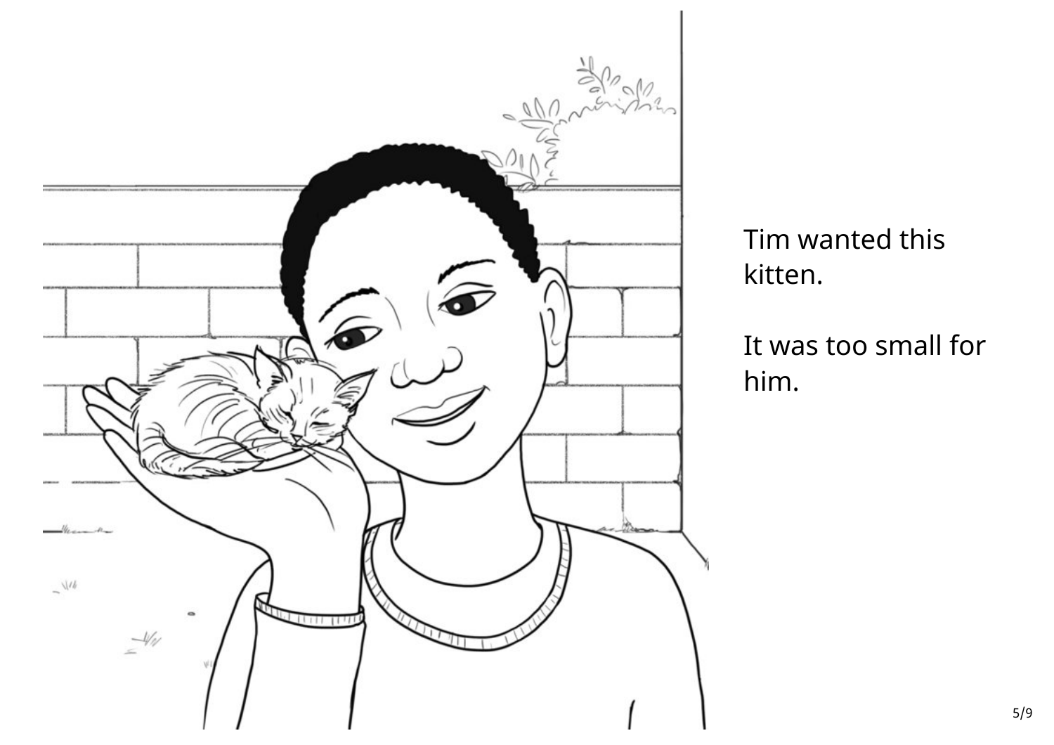Tim wanted this kitten.

It was too small for him.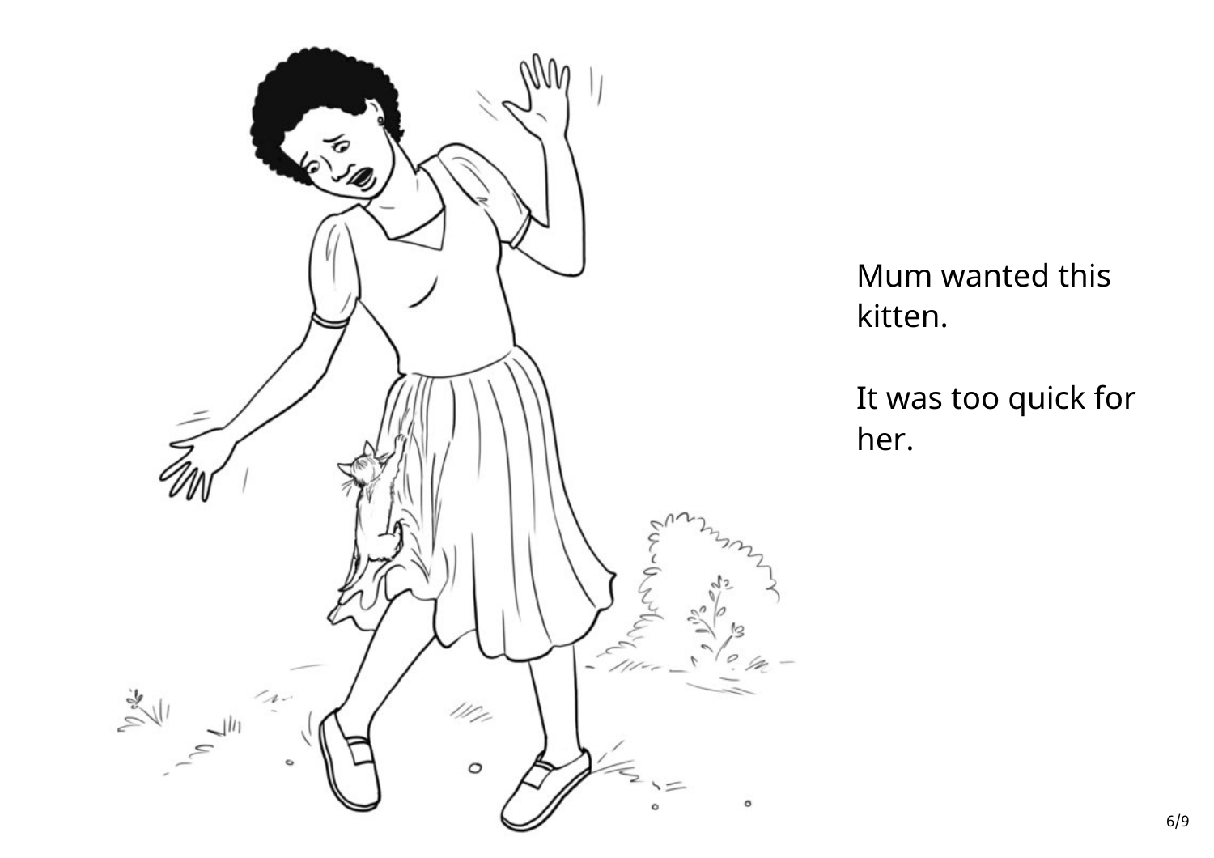Mum wanted this kitten.

It was too quick for her.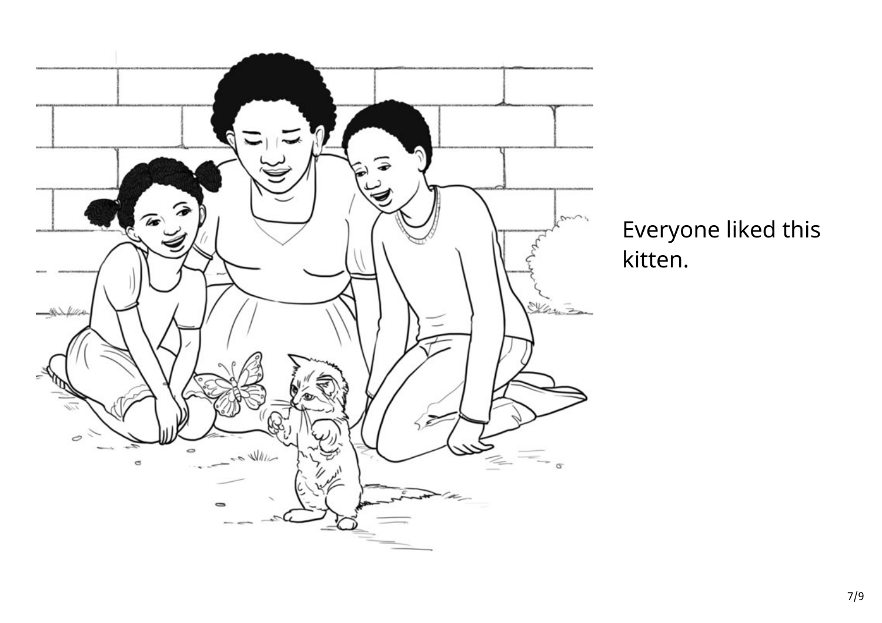Everyone liked this kitten.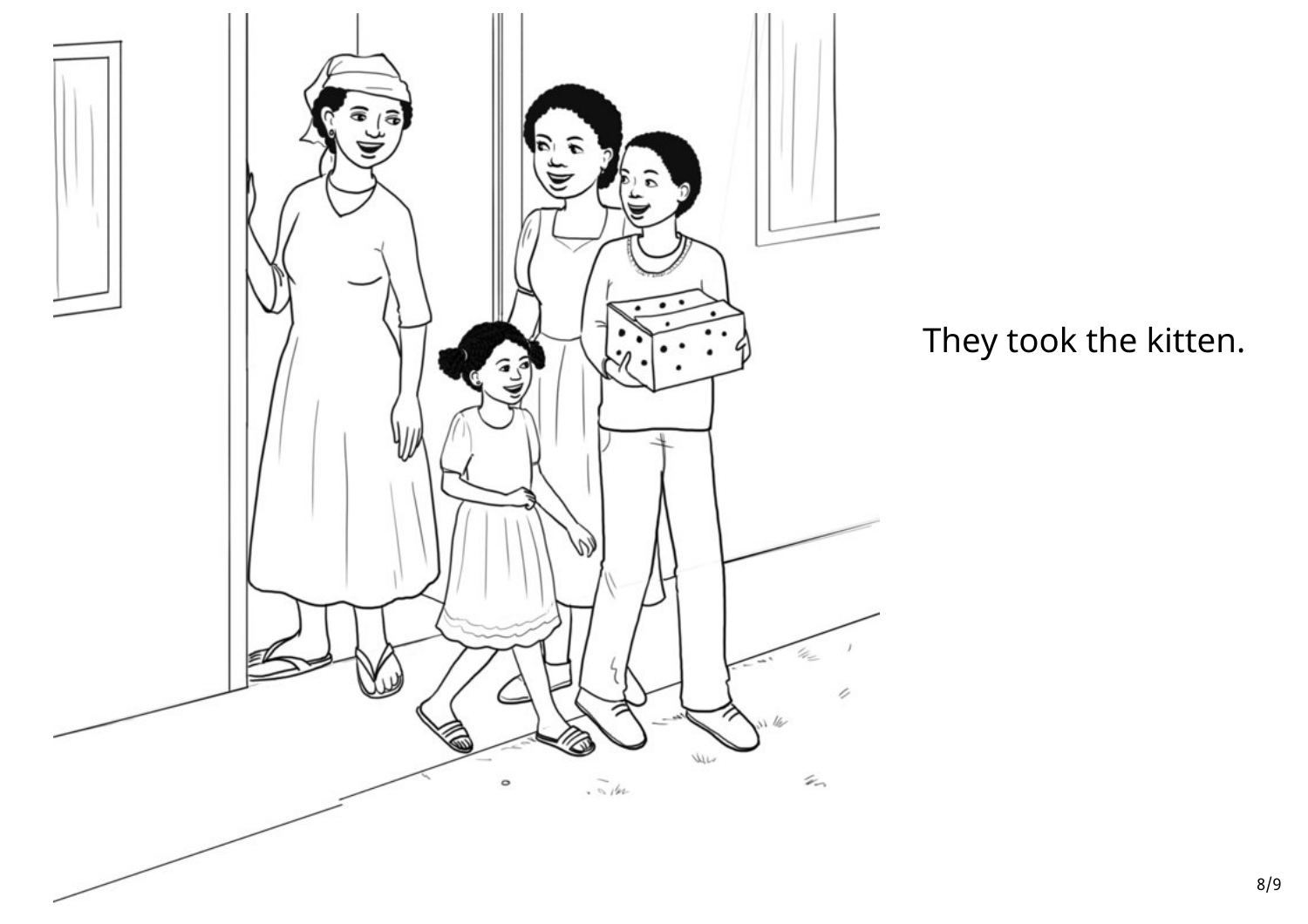They took the kitten.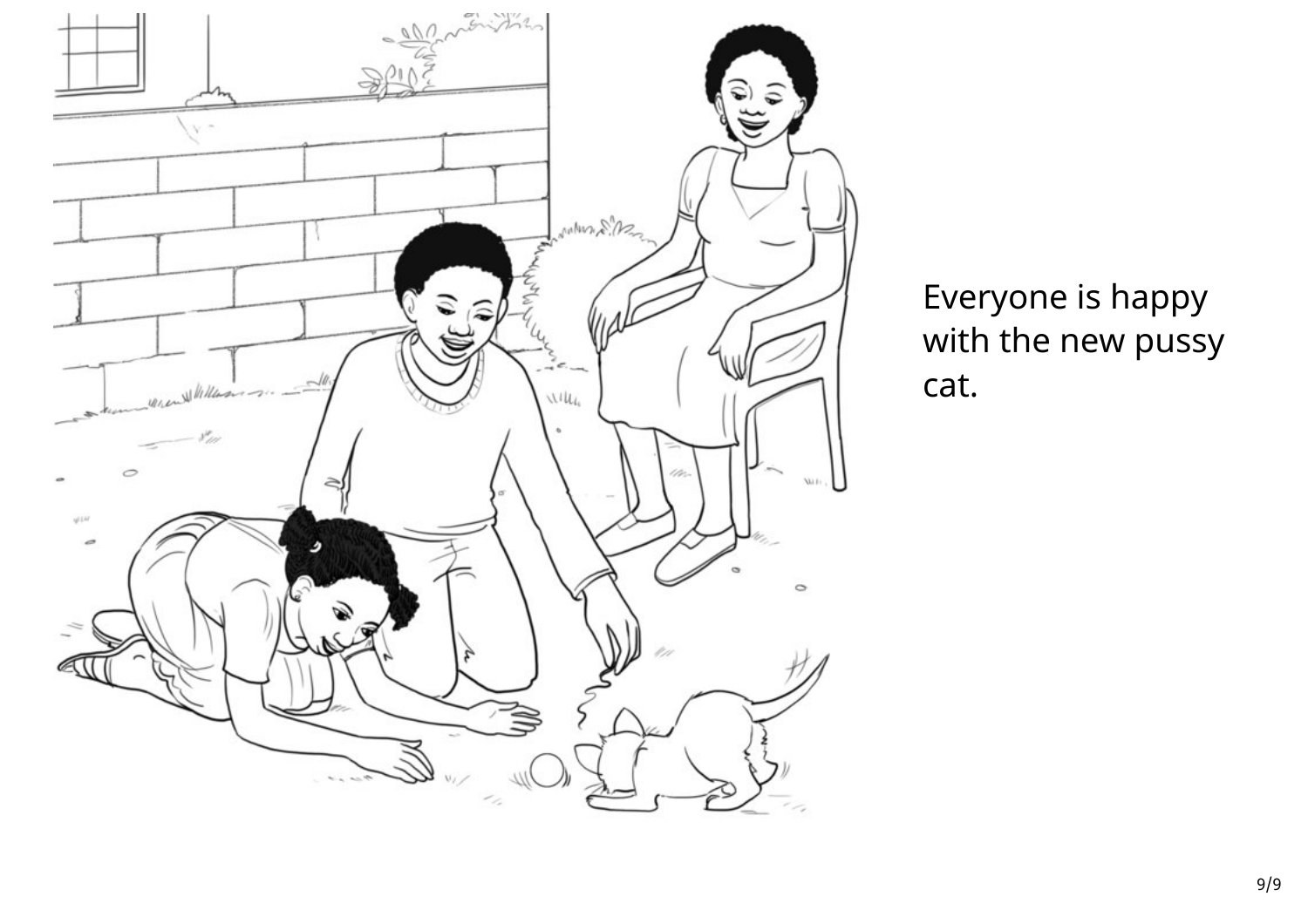Everyone is happy with the new pussy cat.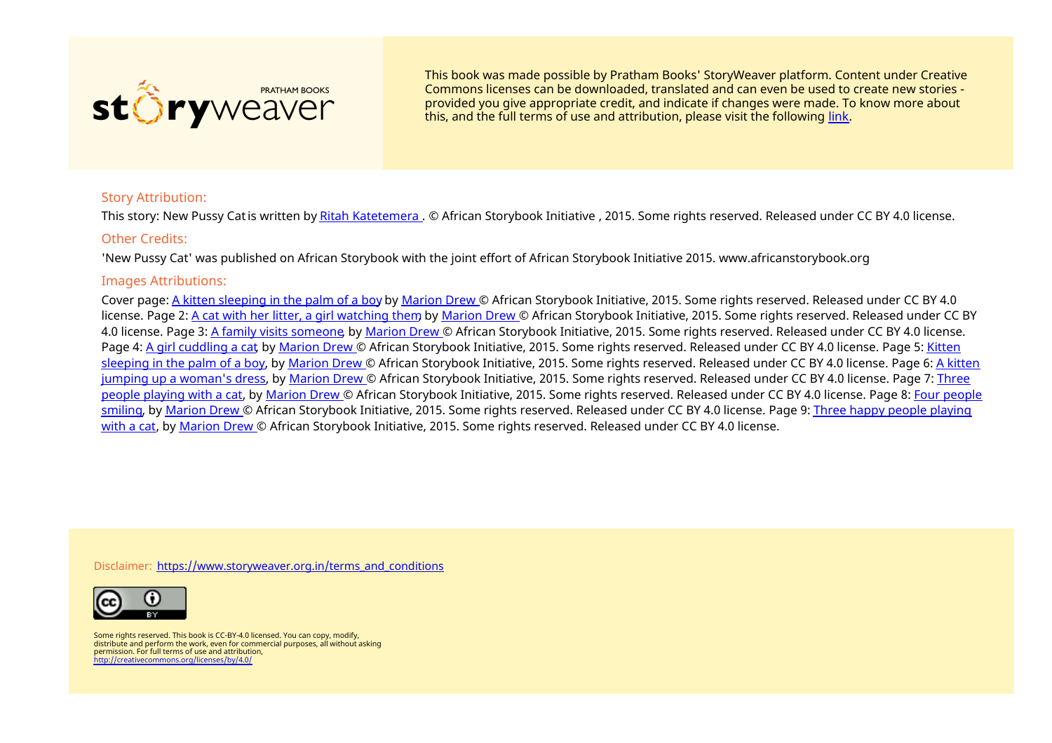storyweaver PRATHAM BOOKS

This book was made possible by Pratham Books' StoryWeaver platform. Content under Creative Commons licenses can be downloaded, translated and can even be used to create new stories - provided you give appropriate credit, and indicate if changes were made. To know more about this, and the full terms of use and attribution, please visit the following [link](link).

### Story Attribution:

This story: New Pussy Cat is written by [Ritah Katetemera](Ritah Katetemera). © African Storybook Initiative , 2015. Some rights reserved. Released under CC BY 4.0 license.

### Other Credits:

'New Pussy Cat' was published on African Storybook with the joint effort of African Storybook Initiative 2015. www.africanstorybook.org

### Images Attributions:

Cover page: A kitten sleeping in the palm of a boy by Marion Drew © African Storybook Initiative, 2015. Some rights reserved. Released under CC BY 4.0 license. Page 2: A cat with her litter, a girl watching them by Marion Drew © African Storybook Initiative, 2015. Some rights reserved. Released under CC BY 4.0 license. Page 3: A family visits someone, by Marion Drew © African Storybook Initiative, 2015. Some rights reserved. Released under CC BY 4.0 license. Page 4: A girl cuddling a cat, by Marion Drew © African Storybook Initiative, 2015. Some rights reserved. Released under CC BY 4.0 license. Page 5: Kitten sleeping in the palm of a boy, by Marion Drew © African Storybook Initiative, 2015. Some rights reserved. Released under CC BY 4.0 license. Page 6: A kitten jumping up a woman's dress, by Marion Drew © African Storybook Initiative, 2015. Some rights reserved. Released under CC BY 4.0 license. Page 7: Three people playing with a cat, by Marion Drew © African Storybook Initiative, 2015. Some rights reserved. Released under CC BY 4.0 license. Page 8: Four people smiling, by Marion Drew © African Storybook Initiative, 2015. Some rights reserved. Released under CC BY 4.0 license. Page 9: Three happy people playing with a cat, by Marion Drew © African Storybook Initiative, 2015. Some rights reserved. Released under CC BY 4.0 license.

Disclaimer: https://www.storyweaver.org.in/terms_and_conditions

Some rights reserved. This book is CC-BY-4.0 licensed. You can copy, modify, distribute and perform the work, even for commercial purposes, all without asking permission. For full terms of use and attribution, http://creativecommons.org/licenses/by/4.0/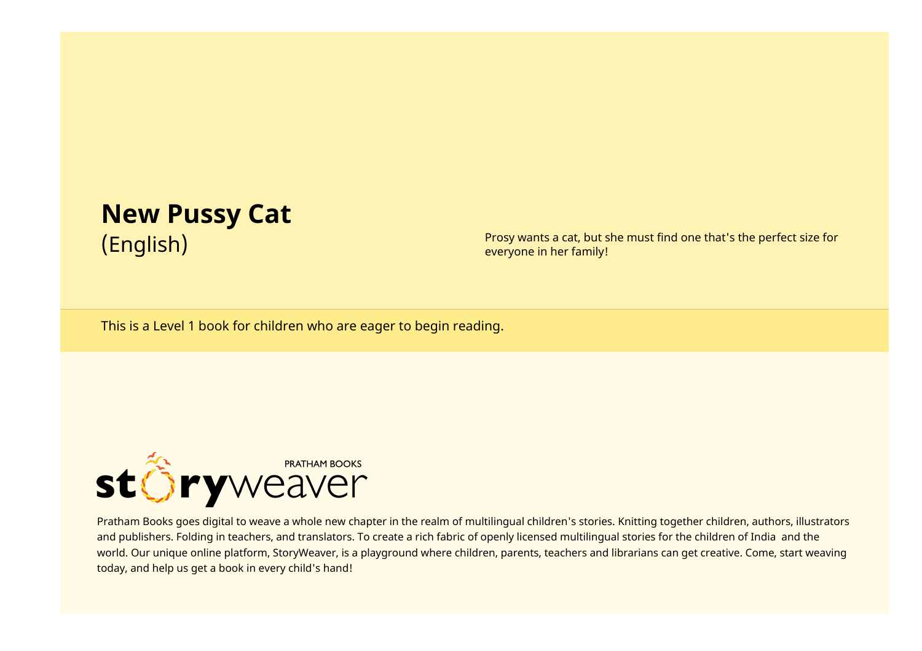# New Pussy Cat
(English)

Prosy wants a cat, but she must find one that's the perfect size for everyone in her family!

This is a Level 1 book for children who are eager to begin reading.

PRATHAM BOOKS
storyweaver

Pratham Books goes digital to weave a whole new chapter in the realm of multilingual children's stories. Knitting together children, authors, illustrators and publishers. Folding in teachers, and translators. To create a rich fabric of openly licensed multilingual stories for the children of India and the world. Our unique online platform, StoryWeaver, is a playground where children, parents, teachers and librarians can get creative. Come, start weaving today, and help us get a book in every child's hand!